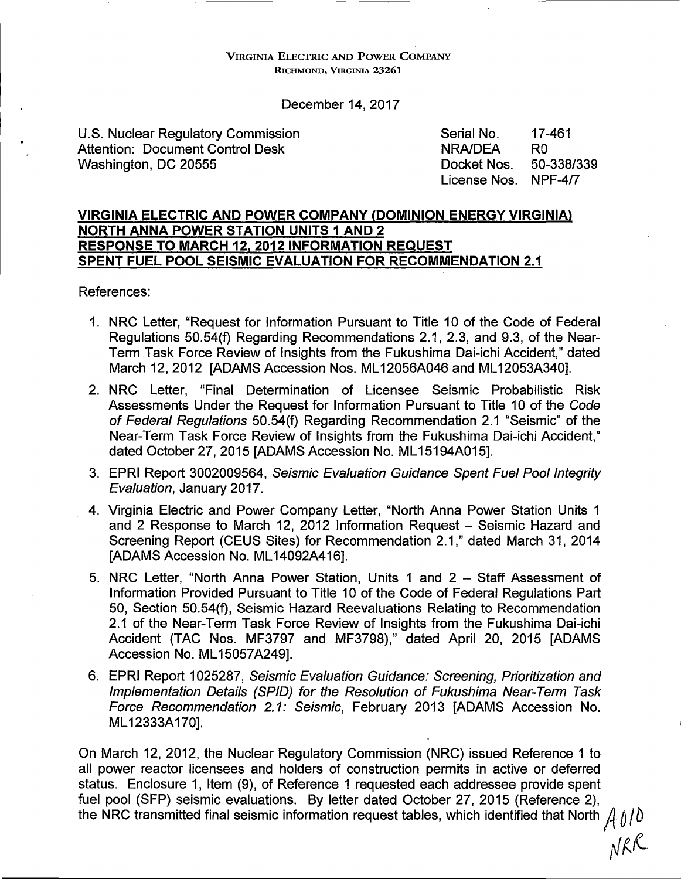VIRGINIA ELECTRIC AND POWER COMPANY
RICHMOND, VIRGINIA 23261

December 14, 2017

U.S. Nuclear Regulatory Commission
Attention: Document Control Desk
Washington, DC 20555

| | |
|---|---|
| Serial No. | 17-461 |
| NRA/DEA | R0 |
| Docket Nos. | 50-338/339 |
| License Nos. | NPF-4/7 |

**VIRGINIA ELECTRIC AND POWER COMPANY (DOMINION ENERGY VIRGINIA)**
**NORTH ANNA POWER STATION UNITS 1 AND 2**
**RESPONSE TO MARCH 12, 2012 INFORMATION REQUEST**
**SPENT FUEL POOL SEISMIC EVALUATION FOR RECOMMENDATION 2.1**

References:

1. NRC Letter, "Request for Information Pursuant to Title 10 of the Code of Federal Regulations 50.54(f) Regarding Recommendations 2.1, 2.3, and 9.3, of the Near-Term Task Force Review of Insights from the Fukushima Dai-ichi Accident," dated March 12, 2012 [ADAMS Accession Nos. ML12056A046 and ML12053A340].
2. NRC Letter, "Final Determination of Licensee Seismic Probabilistic Risk Assessments Under the Request for Information Pursuant to Title 10 of the *Code of Federal Regulations* 50.54(f) Regarding Recommendation 2.1 "Seismic" of the Near-Term Task Force Review of Insights from the Fukushima Dai-ichi Accident," dated October 27, 2015 [ADAMS Accession No. ML15194A015].
3. EPRI Report 3002009564, *Seismic Evaluation Guidance Spent Fuel Pool Integrity Evaluation*, January 2017.
4. Virginia Electric and Power Company Letter, "North Anna Power Station Units 1 and 2 Response to March 12, 2012 Information Request – Seismic Hazard and Screening Report (CEUS Sites) for Recommendation 2.1," dated March 31, 2014 [ADAMS Accession No. ML14092A416].
5. NRC Letter, "North Anna Power Station, Units 1 and 2 – Staff Assessment of Information Provided Pursuant to Title 10 of the Code of Federal Regulations Part 50, Section 50.54(f), Seismic Hazard Reevaluations Relating to Recommendation 2.1 of the Near-Term Task Force Review of Insights from the Fukushima Dai-ichi Accident (TAC Nos. MF3797 and MF3798)," dated April 20, 2015 [ADAMS Accession No. ML15057A249].
6. EPRI Report 1025287, *Seismic Evaluation Guidance: Screening, Prioritization and Implementation Details (SPID) for the Resolution of Fukushima Near-Term Task Force Recommendation 2.1: Seismic*, February 2013 [ADAMS Accession No. ML12333A170].

On March 12, 2012, the Nuclear Regulatory Commission (NRC) issued Reference 1 to all power reactor licensees and holders of construction permits in active or deferred status. Enclosure 1, Item (9), of Reference 1 requested each addressee provide spent fuel pool (SFP) seismic evaluations. By letter dated October 27, 2015 (Reference 2), the NRC transmitted final seismic information request tables, which identified that North

A010
NRR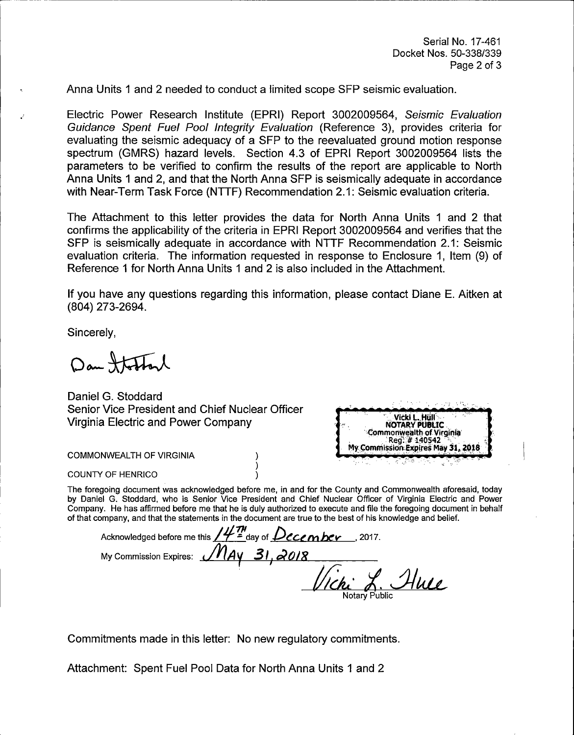Anna Units 1 and 2 needed to conduct a limited scope SFP seismic evaluation.

Electric Power Research Institute (EPRI) Report 3002009564, *Seismic Evaluation Guidance Spent Fuel Pool Integrity Evaluation* (Reference 3), provides criteria for evaluating the seismic adequacy of a SFP to the reevaluated ground motion response spectrum (GMRS) hazard levels. Section 4.3 of EPRI Report 3002009564 lists the parameters to be verified to confirm the results of the report are applicable to North Anna Units 1 and 2, and that the North Anna SFP is seismically adequate in accordance with Near-Term Task Force (NTTF) Recommendation 2.1: Seismic evaluation criteria.

The Attachment to this letter provides the data for North Anna Units 1 and 2 that confirms the applicability of the criteria in EPRI Report 3002009564 and verifies that the SFP is seismically adequate in accordance with NTTF Recommendation 2.1: Seismic evaluation criteria. The information requested in response to Enclosure 1, Item (9) of Reference 1 for North Anna Units 1 and 2 is also included in the Attachment.

If you have any questions regarding this information, please contact Diane E. Aitken at (804) 273-2694.

Sincerely,

Dan Stoddard

Daniel G. Stoddard
Senior Vice President and Chief Nuclear Officer
Virginia Electric and Power Company

Vicki L. Hull
NOTARY PUBLIC
Commonwealth of Virginia
Reg. # 140542
My Commission Expires May 31, 2018

COMMONWEALTH OF VIRGINIA )
)
COUNTY OF HENRICO )

The foregoing document was acknowledged before me, in and for the County and Commonwealth aforesaid, today by Daniel G. Stoddard, who is Senior Vice President and Chief Nuclear Officer of Virginia Electric and Power Company. He has affirmed before me that he is duly authorized to execute and file the foregoing document in behalf of that company, and that the statements in the document are true to the best of his knowledge and belief.

Acknowledged before me this 14TH day of December, 2017.

My Commission Expires: MAY 31, 2018

Vicki L. Hull
Notary Public

Commitments made in this letter: No new regulatory commitments.

Attachment: Spent Fuel Pool Data for North Anna Units 1 and 2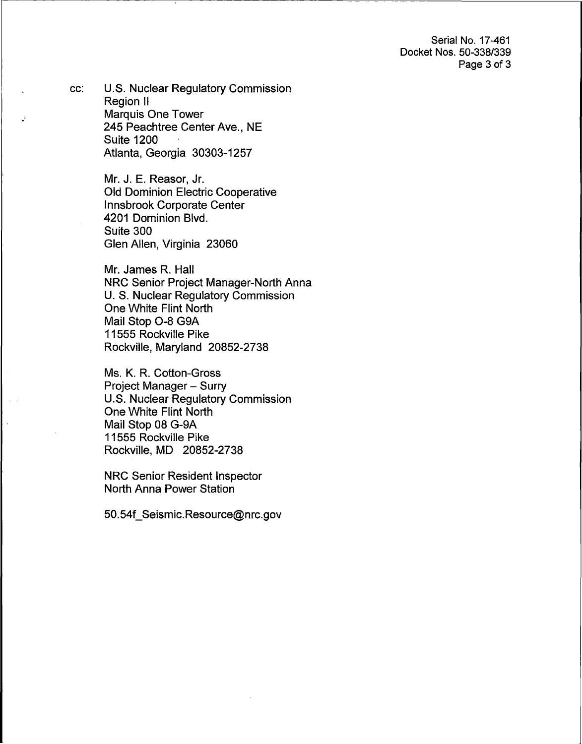Serial No. 17-461
Docket Nos. 50-338/339

cc: U.S. Nuclear Regulatory Commission
Region II
Marquis One Tower
245 Peachtree Center Ave., NE
Suite 1200
Atlanta, Georgia 30303-1257

Mr. J. E. Reasor, Jr.
Old Dominion Electric Cooperative
Innsbrook Corporate Center
4201 Dominion Blvd.
Suite 300
Glen Allen, Virginia 23060

Mr. James R. Hall
NRC Senior Project Manager-North Anna
U. S. Nuclear Regulatory Commission
One White Flint North
Mail Stop O-8 G9A
11555 Rockville Pike
Rockville, Maryland 20852-2738

Ms. K. R. Cotton-Gross
Project Manager – Surry
U.S. Nuclear Regulatory Commission
One White Flint North
Mail Stop 08 G-9A
11555 Rockville Pike
Rockville, MD 20852-2738

NRC Senior Resident Inspector
North Anna Power Station

50.54f_Seismic.Resource@nrc.gov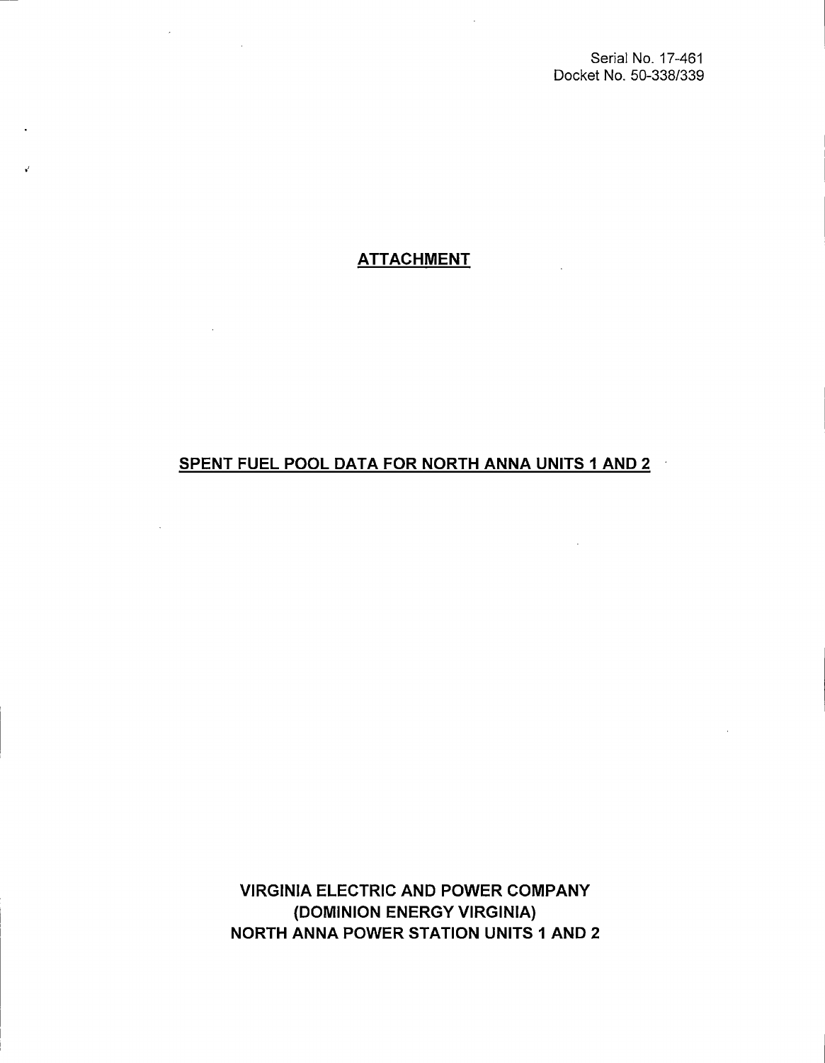Serial No. 17-461
Docket No. 50-338/339

# ATTACHMENT

## SPENT FUEL POOL DATA FOR NORTH ANNA UNITS 1 AND 2

**VIRGINIA ELECTRIC AND POWER COMPANY**
**(DOMINION ENERGY VIRGINIA)**
**NORTH ANNA POWER STATION UNITS 1 AND 2**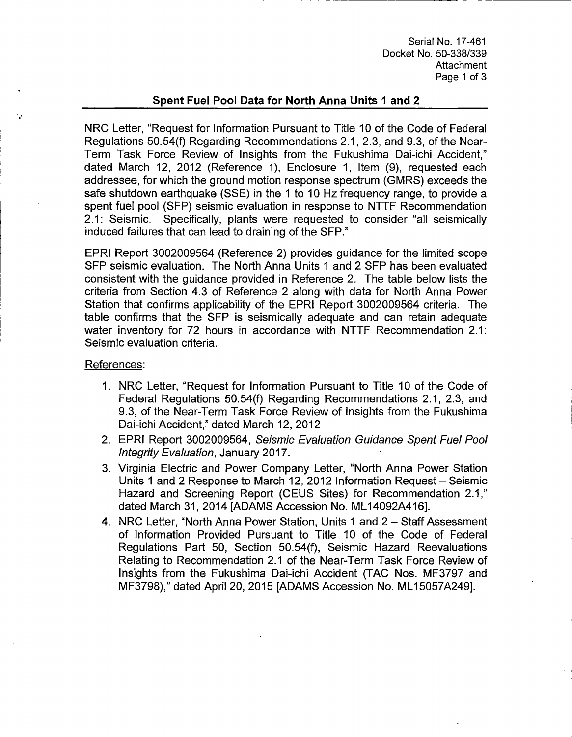## Spent Fuel Pool Data for North Anna Units 1 and 2

NRC Letter, "Request for Information Pursuant to Title 10 of the Code of Federal Regulations 50.54(f) Regarding Recommendations 2.1, 2.3, and 9.3, of the Near-Term Task Force Review of Insights from the Fukushima Dai-ichi Accident," dated March 12, 2012 (Reference 1), Enclosure 1, Item (9), requested each addressee, for which the ground motion response spectrum (GMRS) exceeds the safe shutdown earthquake (SSE) in the 1 to 10 Hz frequency range, to provide a spent fuel pool (SFP) seismic evaluation in response to NTTF Recommendation 2.1: Seismic. Specifically, plants were requested to consider "all seismically induced failures that can lead to draining of the SFP."

EPRI Report 3002009564 (Reference 2) provides guidance for the limited scope SFP seismic evaluation. The North Anna Units 1 and 2 SFP has been evaluated consistent with the guidance provided in Reference 2. The table below lists the criteria from Section 4.3 of Reference 2 along with data for North Anna Power Station that confirms applicability of the EPRI Report 3002009564 criteria. The table confirms that the SFP is seismically adequate and can retain adequate water inventory for 72 hours in accordance with NTTF Recommendation 2.1: Seismic evaluation criteria.

References:

1. NRC Letter, "Request for Information Pursuant to Title 10 of the Code of Federal Regulations 50.54(f) Regarding Recommendations 2.1, 2.3, and 9.3, of the Near-Term Task Force Review of Insights from the Fukushima Dai-ichi Accident," dated March 12, 2012
2. EPRI Report 3002009564, *Seismic Evaluation Guidance Spent Fuel Pool Integrity Evaluation*, January 2017.
3. Virginia Electric and Power Company Letter, "North Anna Power Station Units 1 and 2 Response to March 12, 2012 Information Request – Seismic Hazard and Screening Report (CEUS Sites) for Recommendation 2.1," dated March 31, 2014 [ADAMS Accession No. ML14092A416].
4. NRC Letter, "North Anna Power Station, Units 1 and 2 – Staff Assessment of Information Provided Pursuant to Title 10 of the Code of Federal Regulations Part 50, Section 50.54(f), Seismic Hazard Reevaluations Relating to Recommendation 2.1 of the Near-Term Task Force Review of Insights from the Fukushima Dai-ichi Accident (TAC Nos. MF3797 and MF3798)," dated April 20, 2015 [ADAMS Accession No. ML15057A249].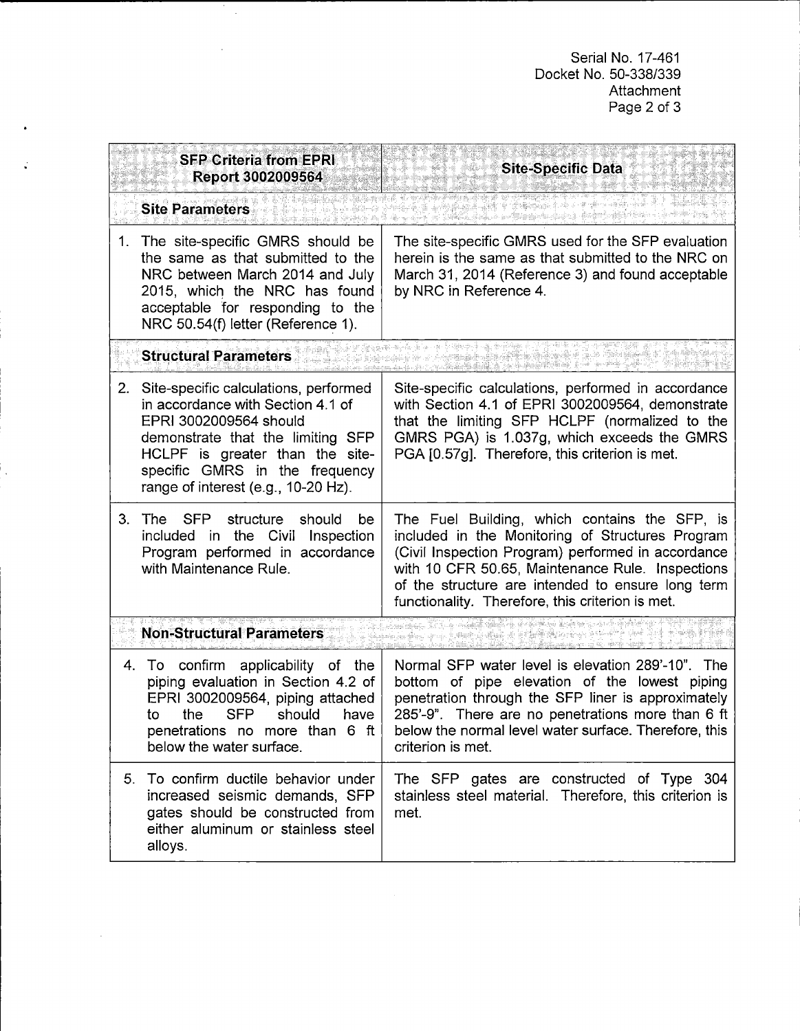| SFP Criteria from EPRI Report 3002009564 | Site-Specific Data |
|---|---|
| **Site Parameters** | |
| 1. The site-specific GMRS should be the same as that submitted to the NRC between March 2014 and July 2015, which the NRC has found acceptable for responding to the NRC 50.54(f) letter (Reference 1). | The site-specific GMRS used for the SFP evaluation herein is the same as that submitted to the NRC on March 31, 2014 (Reference 3) and found acceptable by NRC in Reference 4. |
| **Structural Parameters** | |
| 2. Site-specific calculations, performed in accordance with Section 4.1 of EPRI 3002009564 should demonstrate that the limiting SFP HCLPF is greater than the site-specific GMRS in the frequency range of interest (e.g., 10-20 Hz). | Site-specific calculations, performed in accordance with Section 4.1 of EPRI 3002009564, demonstrate that the limiting SFP HCLPF (normalized to the GMRS PGA) is 1.037g, which exceeds the GMRS PGA [0.57g]. Therefore, this criterion is met. |
| 3. The SFP structure should be included in the Civil Inspection Program performed in accordance with Maintenance Rule. | The Fuel Building, which contains the SFP, is included in the Monitoring of Structures Program (Civil Inspection Program) performed in accordance with 10 CFR 50.65, Maintenance Rule. Inspections of the structure are intended to ensure long term functionality. Therefore, this criterion is met. |
| **Non-Structural Parameters** | |
| 4. To confirm applicability of the piping evaluation in Section 4.2 of EPRI 3002009564, piping attached to the SFP should have penetrations no more than 6 ft below the water surface. | Normal SFP water level is elevation 289'-10". The bottom of pipe elevation of the lowest piping penetration through the SFP liner is approximately 285'-9". There are no penetrations more than 6 ft below the normal level water surface. Therefore, this criterion is met. |
| 5. To confirm ductile behavior under increased seismic demands, SFP gates should be constructed from either aluminum or stainless steel alloys. | The SFP gates are constructed of Type 304 stainless steel material. Therefore, this criterion is met. |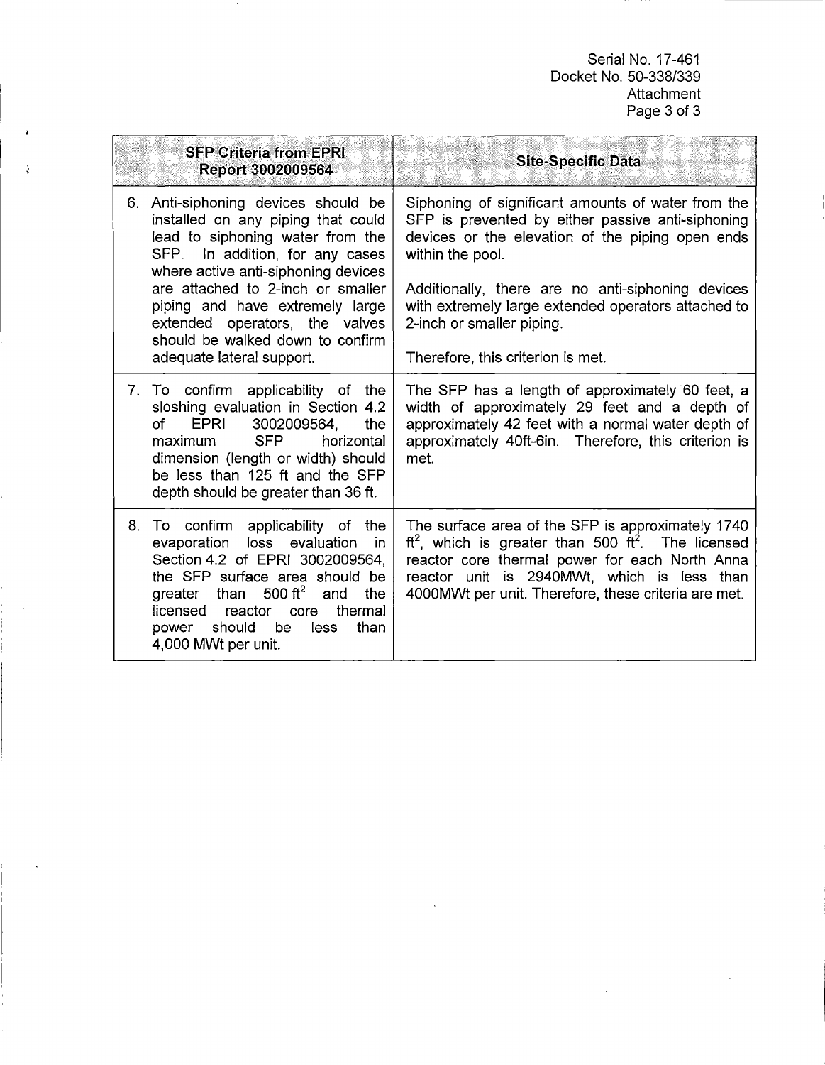| SFP Criteria from EPRI Report 3002009564 | Site-Specific Data |
|---|---|
| 6. Anti-siphoning devices should be installed on any piping that could lead to siphoning water from the SFP. In addition, for any cases where active anti-siphoning devices are attached to 2-inch or smaller piping and have extremely large extended operators, the valves should be walked down to confirm adequate lateral support. | Siphoning of significant amounts of water from the SFP is prevented by either passive anti-siphoning devices or the elevation of the piping open ends within the pool.<br><br>Additionally, there are no anti-siphoning devices with extremely large extended operators attached to 2-inch or smaller piping.<br><br>Therefore, this criterion is met. |
| 7. To confirm applicability of the sloshing evaluation in Section 4.2 of EPRI 3002009564, the maximum SFP horizontal dimension (length or width) should be less than 125 ft and the SFP depth should be greater than 36 ft. | The SFP has a length of approximately 60 feet, a width of approximately 29 feet and a depth of approximately 42 feet with a normal water depth of approximately 40ft-6in. Therefore, this criterion is met. |
| 8. To confirm applicability of the evaporation loss evaluation in Section 4.2 of EPRI 3002009564, the SFP surface area should be greater than 500 $ft^2$ and the licensed reactor core thermal power should be less than 4,000 MWt per unit. | The surface area of the SFP is approximately 1740 $ft^2$, which is greater than 500 $ft^2$. The licensed reactor core thermal power for each North Anna reactor unit is 2940MWt, which is less than 4000MWt per unit. Therefore, these criteria are met. |